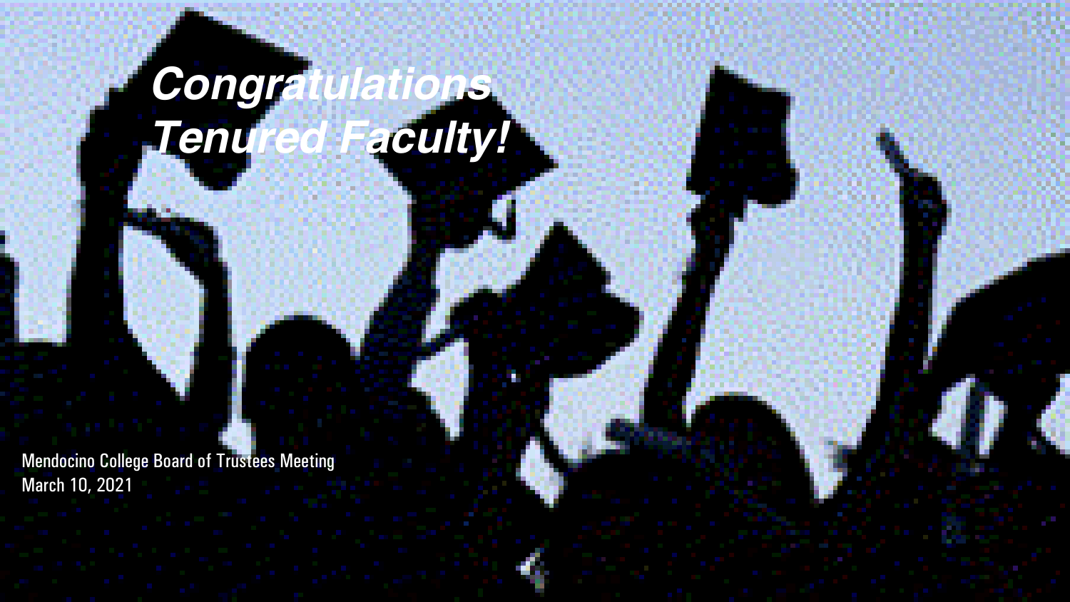# *Congratulations Tenured Faculty!*

Mendocino College Board of Trustees Meeting
March 10, 2021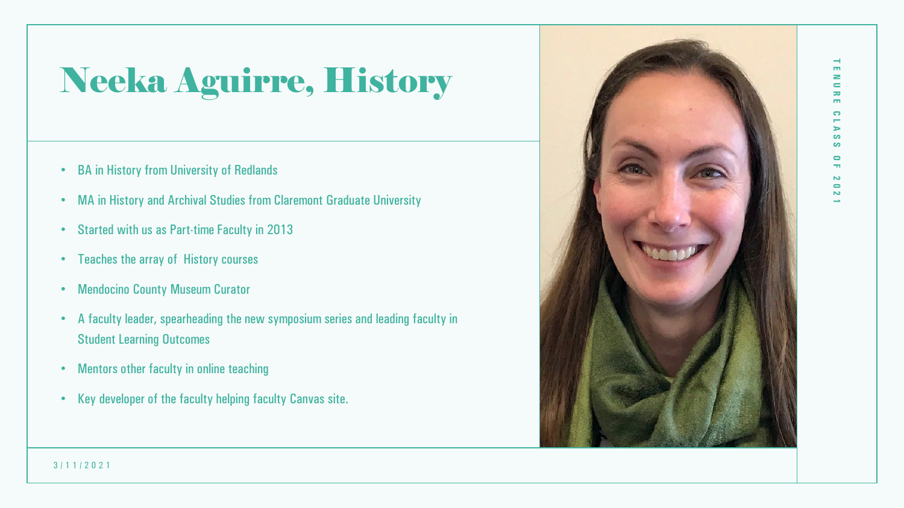# Neeka Aguirre, History

- BA in History from University of Redlands
- MA in History and Archival Studies from Claremont Graduate University
- Started with us as Part-time Faculty in 2013
- Teaches the array of History courses
- Mendocino County Museum Curator
- A faculty leader, spearheading the new symposium series and leading faculty in Student Learning Outcomes
- Mentors other faculty in online teaching
- Key developer of the faculty helping faculty Canvas site.

TENURE CLASS OF 2021

3/11/2021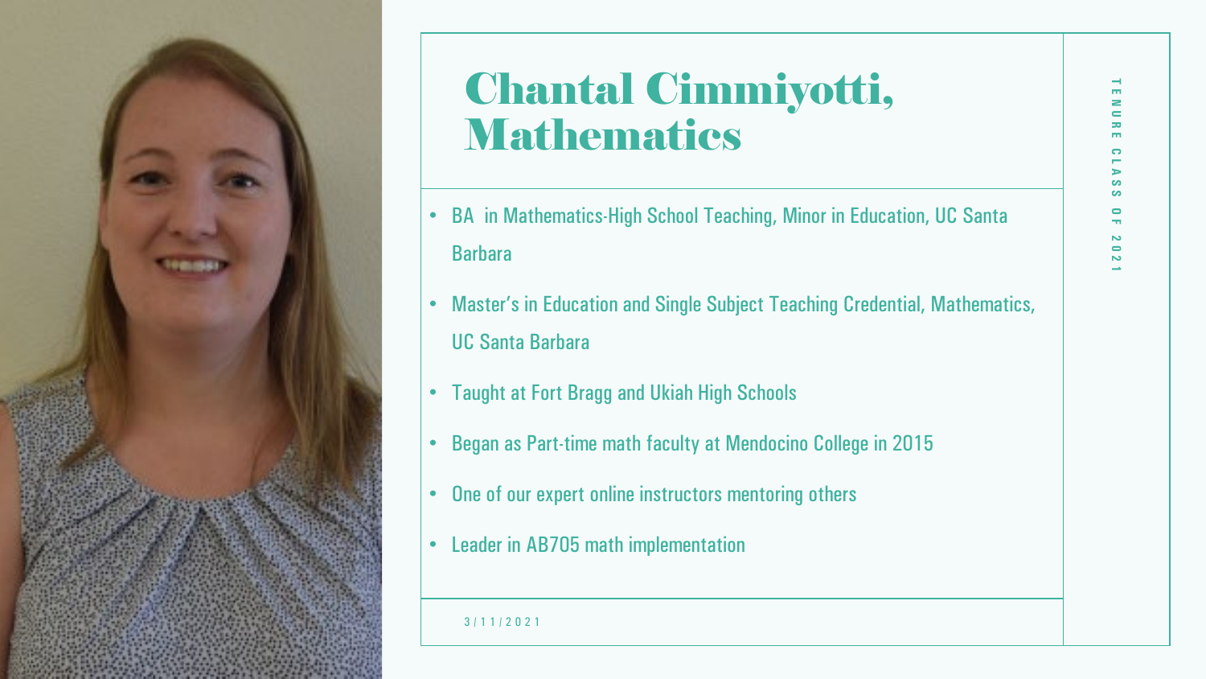# Chantal Cimmiyotti, Mathematics

TENURE CLASS OF 2021

- BA in Mathematics-High School Teaching, Minor in Education, UC Santa Barbara
- Master's in Education and Single Subject Teaching Credential, Mathematics, UC Santa Barbara
- Taught at Fort Bragg and Ukiah High Schools
- Began as Part-time math faculty at Mendocino College in 2015
- One of our expert online instructors mentoring others
- Leader in AB705 math implementation

3/11/2021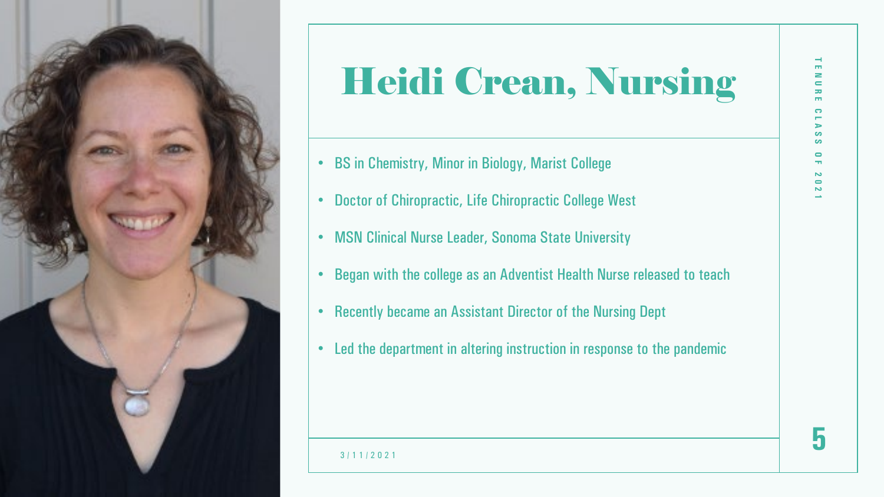# Heidi Crean, Nursing

- BS in Chemistry, Minor in Biology, Marist College
- Doctor of Chiropractic, Life Chiropractic College West
- MSN Clinical Nurse Leader, Sonoma State University
- Began with the college as an Adventist Health Nurse released to teach
- Recently became an Assistant Director of the Nursing Dept
- Led the department in altering instruction in response to the pandemic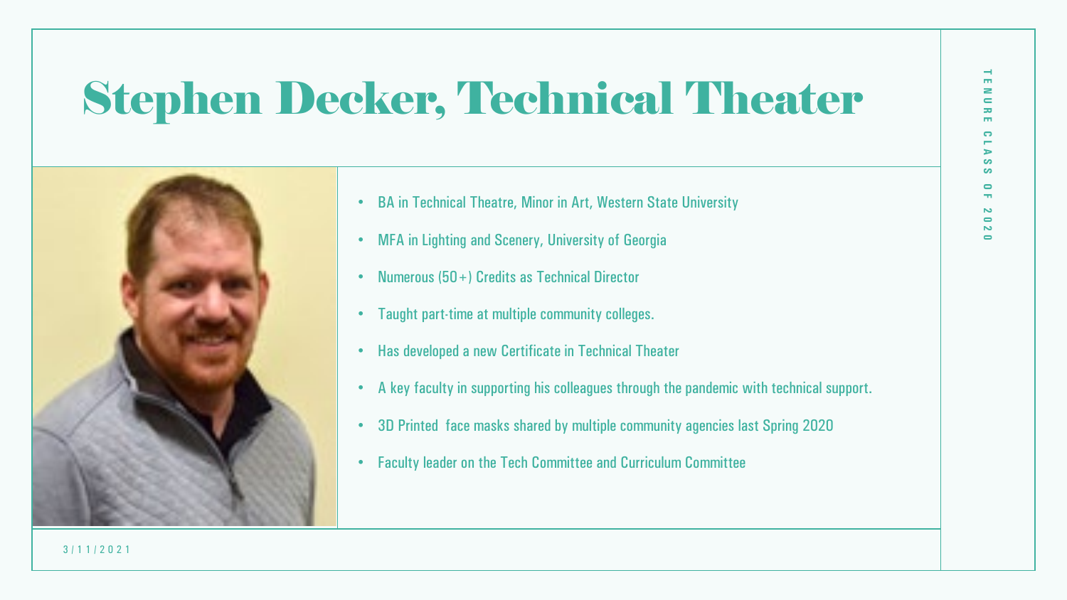# Stephen Decker, Technical Theater

TENURE CLASS OF 2020

- BA in Technical Theatre, Minor in Art, Western State University
- MFA in Lighting and Scenery, University of Georgia
- Numerous (50+) Credits as Technical Director
- Taught part-time at multiple community colleges.
- Has developed a new Certificate in Technical Theater
- A key faculty in supporting his colleagues through the pandemic with technical support.
- 3D Printed face masks shared by multiple community agencies last Spring 2020
- Faculty leader on the Tech Committee and Curriculum Committee

3/11/2021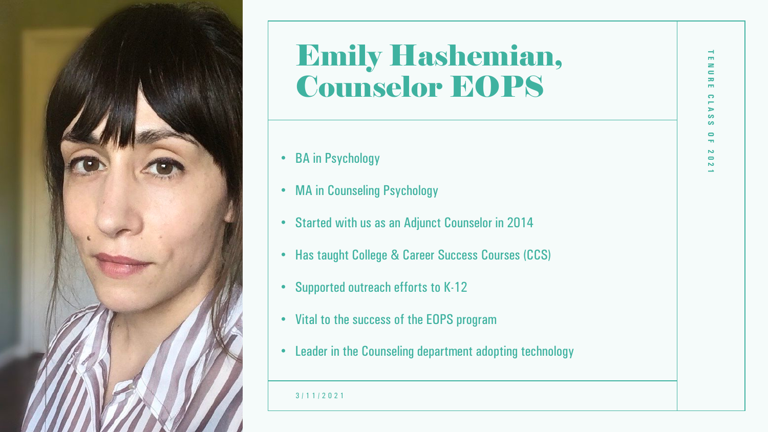# Emily Hashemian, Counselor EOPS

- BA in Psychology
- MA in Counseling Psychology
- Started with us as an Adjunct Counselor in 2014
- Has taught College & Career Success Courses (CCS)
- Supported outreach efforts to K-12
- Vital to the success of the EOPS program
- Leader in the Counseling department adopting technology

3/11/2021

TENURE CLASS OF 2021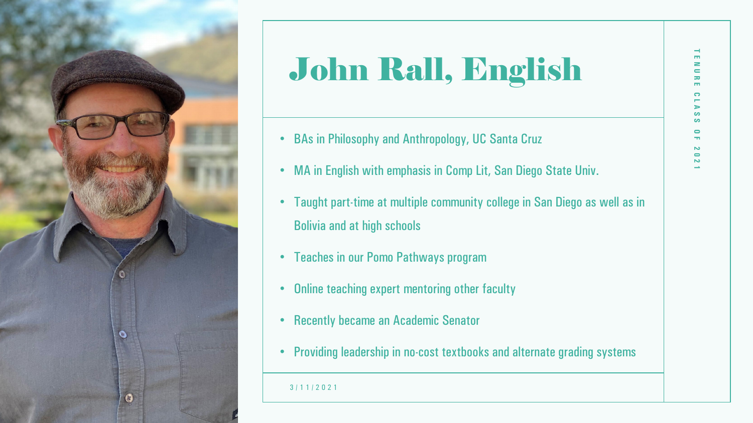# John Rall, English

- BAs in Philosophy and Anthropology, UC Santa Cruz
- MA in English with emphasis in Comp Lit, San Diego State Univ.
- Taught part-time at multiple community college in San Diego as well as in Bolivia and at high schools
- Teaches in our Pomo Pathways program
- Online teaching expert mentoring other faculty
- Recently became an Academic Senator
- Providing leadership in no-cost textbooks and alternate grading systems

3/11/2021

TENURE CLASS OF 2021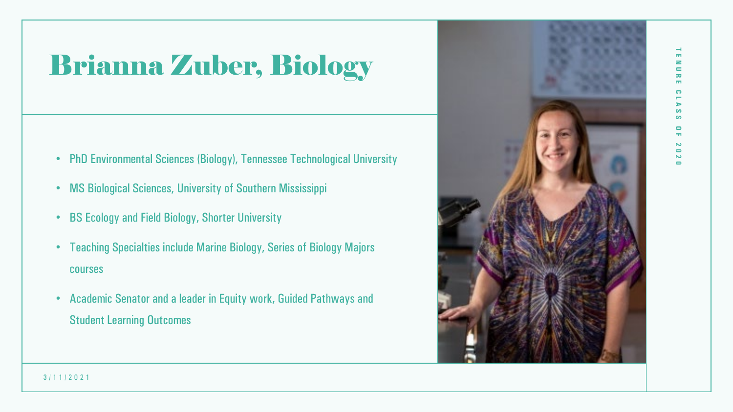# Brianna Zuber, Biology

- PhD Environmental Sciences (Biology), Tennessee Technological University
- MS Biological Sciences, University of Southern Mississippi
- BS Ecology and Field Biology, Shorter University
- Teaching Specialties include Marine Biology, Series of Biology Majors courses
- Academic Senator and a leader in Equity work, Guided Pathways and Student Learning Outcomes

TENURE CLASS OF 2020

3/11/2021